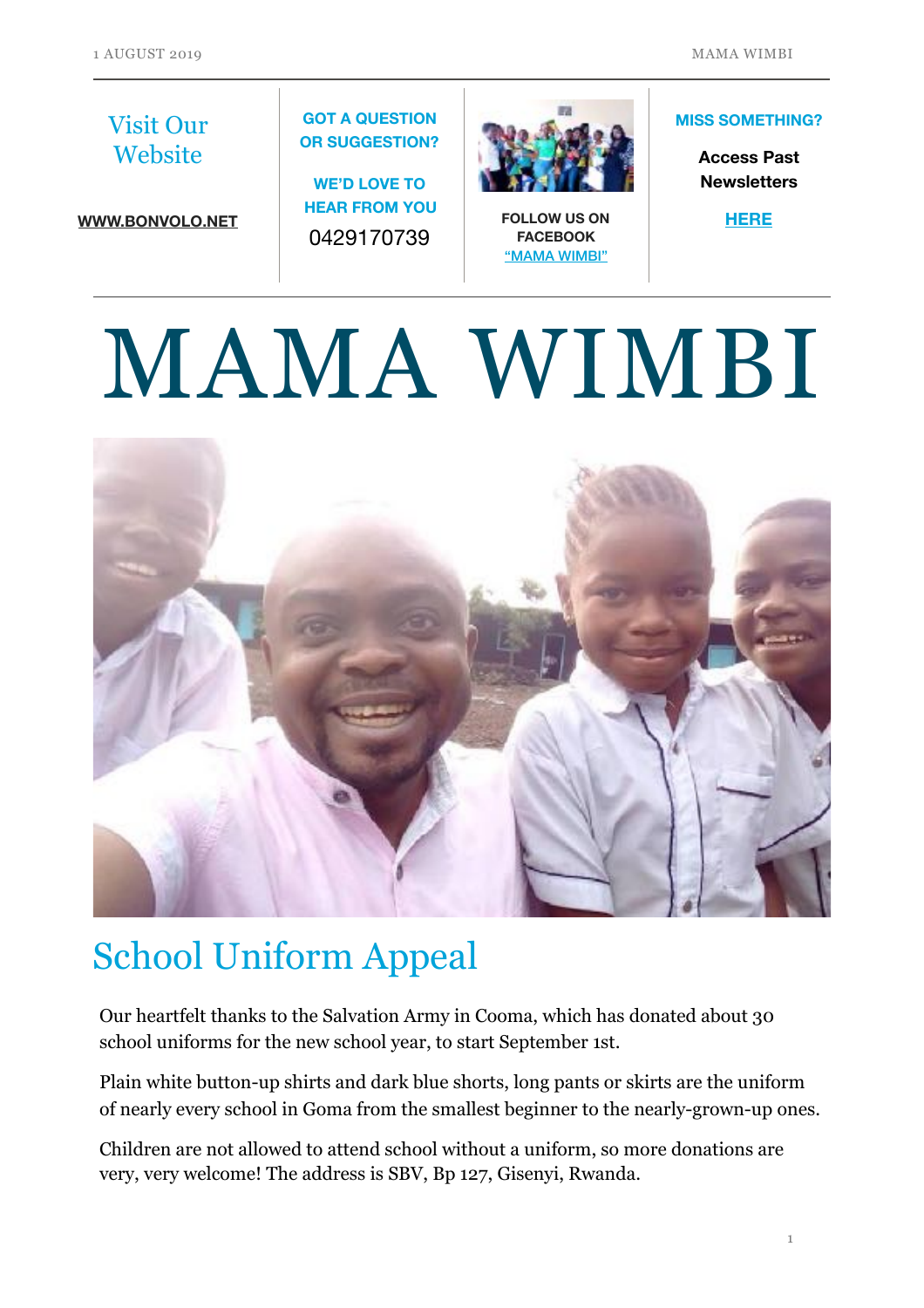Visit Our Website

**WWW.BONVOLO.NET**

**GOT A QUESTION OR SUGGESTION?**

**WE'D LOVE TO HEAR FROM YOU**

0429170739

**FOLLOW US ON FACEBOOK**
**"MAMA WIMBI"**

**MISS SOMETHING?**

**Access Past Newsletters**

**HERE**

# MAMA WIMBI

## School Uniform Appeal

Our heartfelt thanks to the Salvation Army in Cooma, which has donated about 30 school uniforms for the new school year, to start September 1st.

Plain white button-up shirts and dark blue shorts, long pants or skirts are the uniform of nearly every school in Goma from the smallest beginner to the nearly-grown-up ones.

Children are not allowed to attend school without a uniform, so more donations are very, very welcome! The address is SBV, Bp 127, Gisenyi, Rwanda.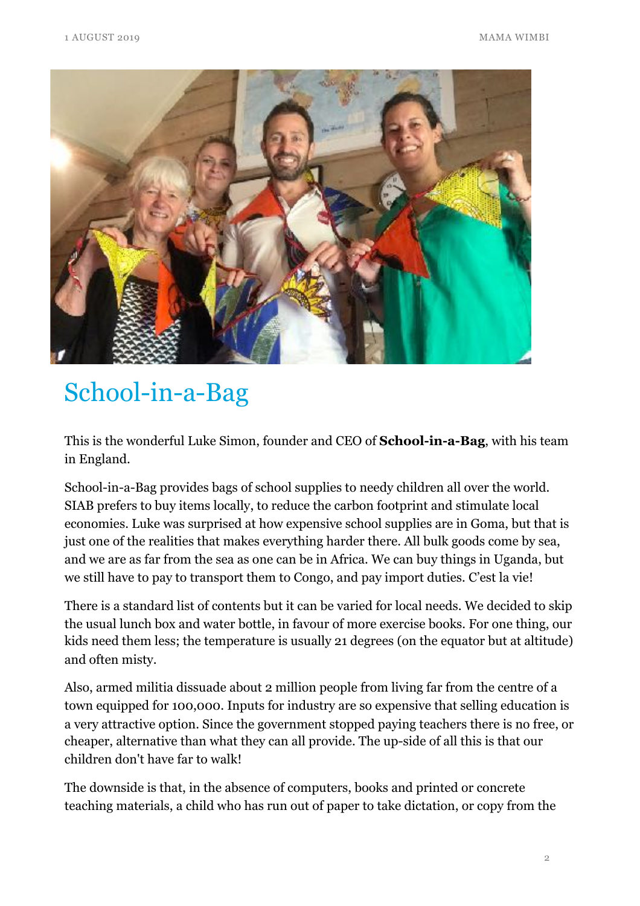# School-in-a-Bag

This is the wonderful Luke Simon, founder and CEO of **School-in-a-Bag**, with his team in England.

School-in-a-Bag provides bags of school supplies to needy children all over the world. SIAB prefers to buy items locally, to reduce the carbon footprint and stimulate local economies. Luke was surprised at how expensive school supplies are in Goma, but that is just one of the realities that makes everything harder there. All bulk goods come by sea, and we are as far from the sea as one can be in Africa. We can buy things in Uganda, but we still have to pay to transport them to Congo, and pay import duties. C'est la vie!

There is a standard list of contents but it can be varied for local needs. We decided to skip the usual lunch box and water bottle, in favour of more exercise books. For one thing, our kids need them less; the temperature is usually 21 degrees (on the equator but at altitude) and often misty.

Also, armed militia dissuade about 2 million people from living far from the centre of a town equipped for 100,000. Inputs for industry are so expensive that selling education is a very attractive option. Since the government stopped paying teachers there is no free, or cheaper, alternative than what they can all provide. The up-side of all this is that our children don't have far to walk!

The downside is that, in the absence of computers, books and printed or concrete teaching materials, a child who has run out of paper to take dictation, or copy from the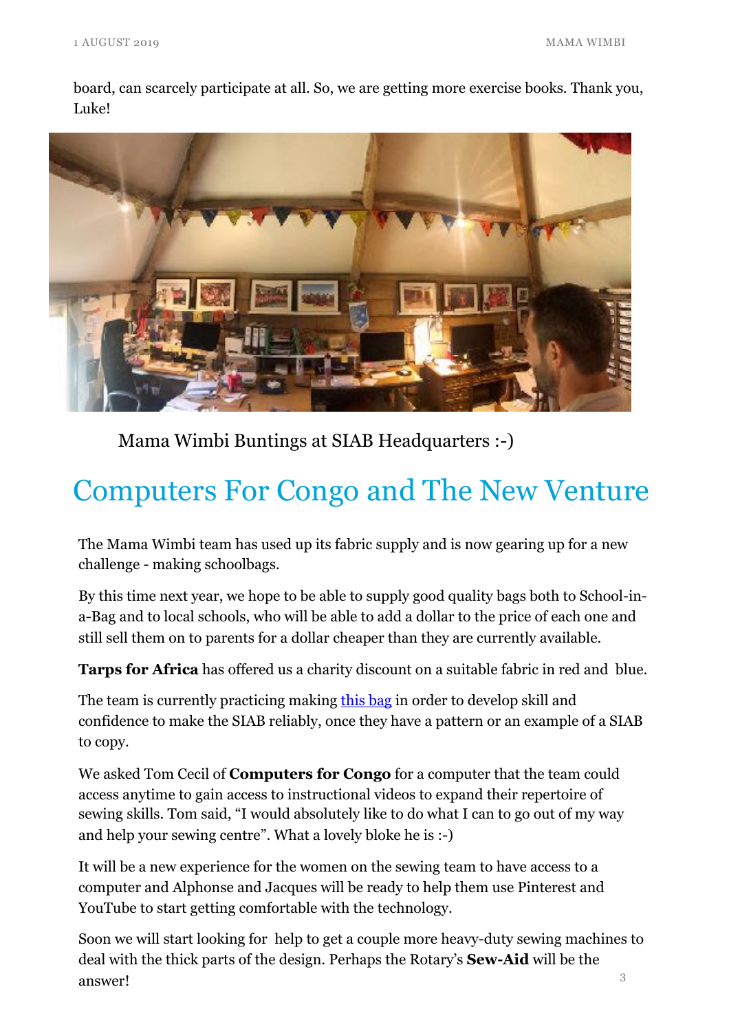board, can scarcely participate at all. So, we are getting more exercise books. Thank you, Luke!

Mama Wimbi Buntings at SIAB Headquarters :-)

# Computers For Congo and The New Venture

The Mama Wimbi team has used up its fabric supply and is now gearing up for a new challenge - making schoolbags.

By this time next year, we hope to be able to supply good quality bags both to School-in-a-Bag and to local schools, who will be able to add a dollar to the price of each one and still sell them on to parents for a dollar cheaper than they are currently available.

**Tarps for Africa** has offered us a charity discount on a suitable fabric in red and blue.

The team is currently practicing making this bag in order to develop skill and confidence to make the SIAB reliably, once they have a pattern or an example of a SIAB to copy.

We asked Tom Cecil of **Computers for Congo** for a computer that the team could access anytime to gain access to instructional videos to expand their repertoire of sewing skills. Tom said, "I would absolutely like to do what I can to go out of my way and help your sewing centre". What a lovely bloke he is :-)

It will be a new experience for the women on the sewing team to have access to a computer and Alphonse and Jacques will be ready to help them use Pinterest and YouTube to start getting comfortable with the technology.

Soon we will start looking for help to get a couple more heavy-duty sewing machines to deal with the thick parts of the design. Perhaps the Rotary's **Sew-Aid** will be the answer!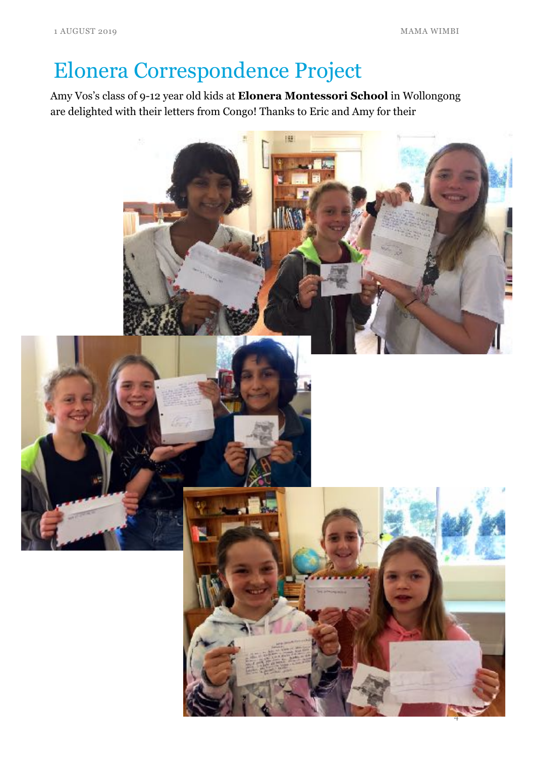# Elonera Correspondence Project

Amy Vos's class of 9-12 year old kids at **Elonera Montessori School** in Wollongong are delighted with their letters from Congo! Thanks to Eric and Amy for their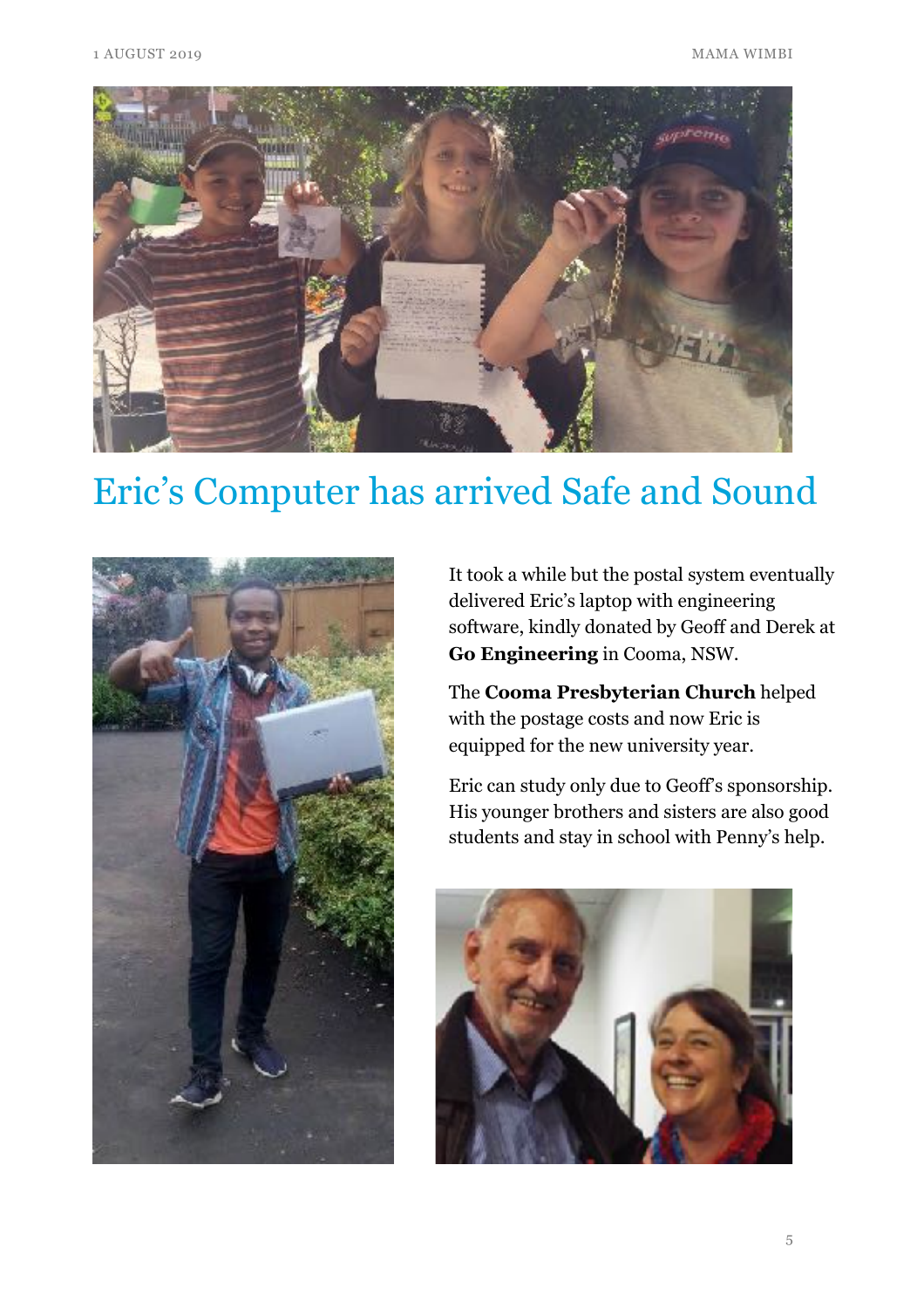# Eric's Computer has arrived Safe and Sound

It took a while but the postal system eventually delivered Eric's laptop with engineering software, kindly donated by Geoff and Derek at **Go Engineering** in Cooma, NSW.

The **Cooma Presbyterian Church** helped with the postage costs and now Eric is equipped for the new university year.

Eric can study only due to Geoff's sponsorship. His younger brothers and sisters are also good students and stay in school with Penny's help.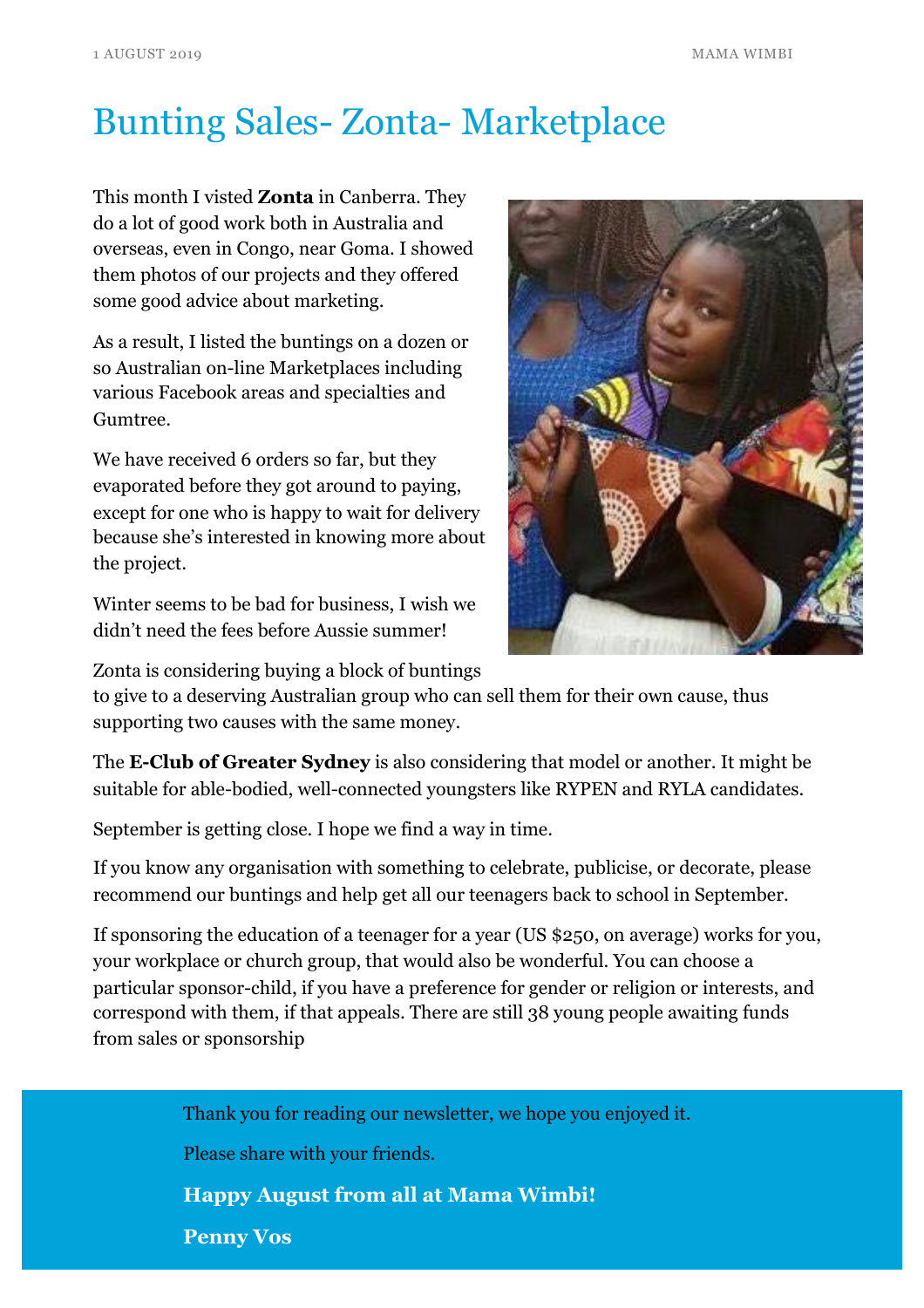# Bunting Sales- Zonta- Marketplace

This month I visted **Zonta** in Canberra. They do a lot of good work both in Australia and overseas, even in Congo, near Goma. I showed them photos of our projects and they offered some good advice about marketing.

As a result, I listed the buntings on a dozen or so Australian on-line Marketplaces including various Facebook areas and specialties and Gumtree.

We have received 6 orders so far, but they evaporated before they got around to paying, except for one who is happy to wait for delivery because she's interested in knowing more about the project.

Winter seems to be bad for business, I wish we didn't need the fees before Aussie summer!

Zonta is considering buying a block of buntings to give to a deserving Australian group who can sell them for their own cause, thus supporting two causes with the same money.

The **E-Club of Greater Sydney** is also considering that model or another. It might be suitable for able-bodied, well-connected youngsters like RYPEN and RYLA candidates.

September is getting close. I hope we find a way in time.

If you know any organisation with something to celebrate, publicise, or decorate, please recommend our buntings and help get all our teenagers back to school in September.

If sponsoring the education of a teenager for a year (US $250, on average) works for you, your workplace or church group, that would also be wonderful. You can choose a particular sponsor-child, if you have a preference for gender or religion or interests, and correspond with them, if that appeals. There are still 38 young people awaiting funds from sales or sponsorship

Thank you for reading our newsletter, we hope you enjoyed it.

Please share with your friends.

**Happy August from all at Mama Wimbi!**

**Penny Vos**